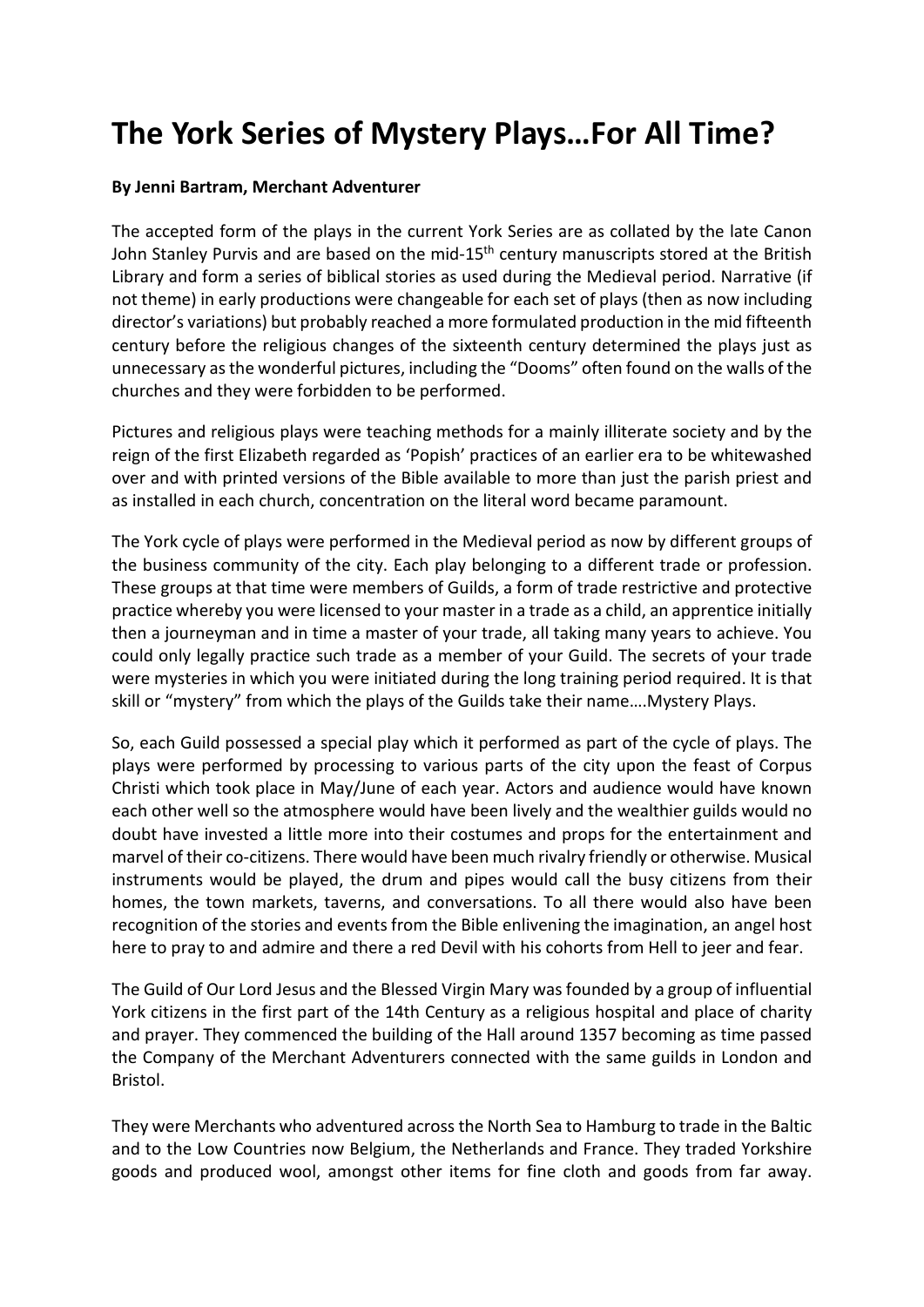# The York Series of Mystery Plays…For All Time?

**By Jenni Bartram, Merchant Adventurer**

The accepted form of the plays in the current York Series are as collated by the late Canon John Stanley Purvis and are based on the mid-15th century manuscripts stored at the British Library and form a series of biblical stories as used during the Medieval period. Narrative (if not theme) in early productions were changeable for each set of plays (then as now including director's variations) but probably reached a more formulated production in the mid fifteenth century before the religious changes of the sixteenth century determined the plays just as unnecessary as the wonderful pictures, including the "Dooms" often found on the walls of the churches and they were forbidden to be performed.

Pictures and religious plays were teaching methods for a mainly illiterate society and by the reign of the first Elizabeth regarded as 'Popish' practices of an earlier era to be whitewashed over and with printed versions of the Bible available to more than just the parish priest and as installed in each church, concentration on the literal word became paramount.

The York cycle of plays were performed in the Medieval period as now by different groups of the business community of the city. Each play belonging to a different trade or profession. These groups at that time were members of Guilds, a form of trade restrictive and protective practice whereby you were licensed to your master in a trade as a child, an apprentice initially then a journeyman and in time a master of your trade, all taking many years to achieve. You could only legally practice such trade as a member of your Guild. The secrets of your trade were mysteries in which you were initiated during the long training period required. It is that skill or "mystery" from which the plays of the Guilds take their name….Mystery Plays.

So, each Guild possessed a special play which it performed as part of the cycle of plays. The plays were performed by processing to various parts of the city upon the feast of Corpus Christi which took place in May/June of each year. Actors and audience would have known each other well so the atmosphere would have been lively and the wealthier guilds would no doubt have invested a little more into their costumes and props for the entertainment and marvel of their co-citizens. There would have been much rivalry friendly or otherwise. Musical instruments would be played, the drum and pipes would call the busy citizens from their homes, the town markets, taverns, and conversations. To all there would also have been recognition of the stories and events from the Bible enlivening the imagination, an angel host here to pray to and admire and there a red Devil with his cohorts from Hell to jeer and fear.

The Guild of Our Lord Jesus and the Blessed Virgin Mary was founded by a group of influential York citizens in the first part of the 14th Century as a religious hospital and place of charity and prayer. They commenced the building of the Hall around 1357 becoming as time passed the Company of the Merchant Adventurers connected with the same guilds in London and Bristol.

They were Merchants who adventured across the North Sea to Hamburg to trade in the Baltic and to the Low Countries now Belgium, the Netherlands and France. They traded Yorkshire goods and produced wool, amongst other items for fine cloth and goods from far away.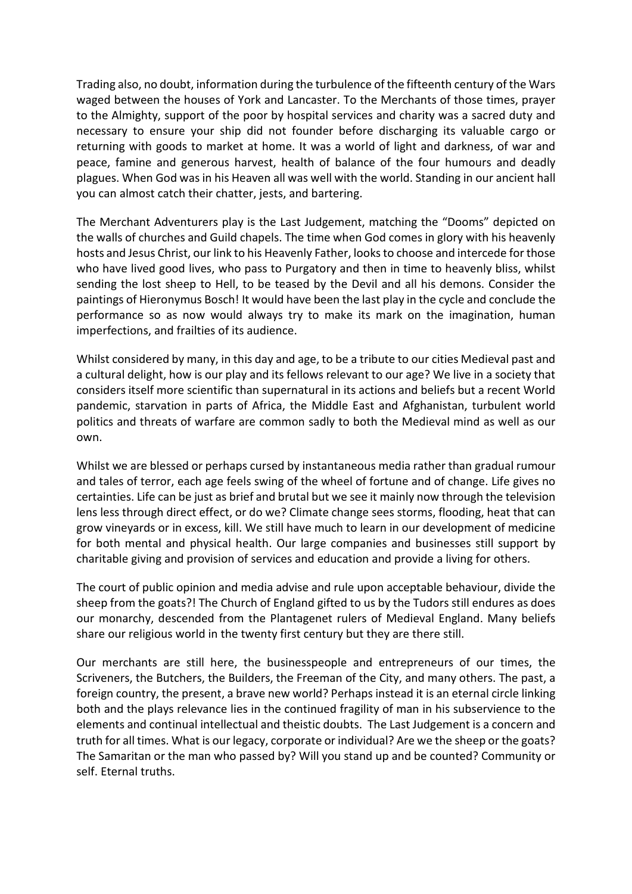Trading also, no doubt, information during the turbulence of the fifteenth century of the Wars waged between the houses of York and Lancaster. To the Merchants of those times, prayer to the Almighty, support of the poor by hospital services and charity was a sacred duty and necessary to ensure your ship did not founder before discharging its valuable cargo or returning with goods to market at home. It was a world of light and darkness, of war and peace, famine and generous harvest, health of balance of the four humours and deadly plagues. When God was in his Heaven all was well with the world. Standing in our ancient hall you can almost catch their chatter, jests, and bartering.

The Merchant Adventurers play is the Last Judgement, matching the "Dooms" depicted on the walls of churches and Guild chapels. The time when God comes in glory with his heavenly hosts and Jesus Christ, our link to his Heavenly Father, looks to choose and intercede for those who have lived good lives, who pass to Purgatory and then in time to heavenly bliss, whilst sending the lost sheep to Hell, to be teased by the Devil and all his demons. Consider the paintings of Hieronymus Bosch! It would have been the last play in the cycle and conclude the performance so as now would always try to make its mark on the imagination, human imperfections, and frailties of its audience.

Whilst considered by many, in this day and age, to be a tribute to our cities Medieval past and a cultural delight, how is our play and its fellows relevant to our age? We live in a society that considers itself more scientific than supernatural in its actions and beliefs but a recent World pandemic, starvation in parts of Africa, the Middle East and Afghanistan, turbulent world politics and threats of warfare are common sadly to both the Medieval mind as well as our own.

Whilst we are blessed or perhaps cursed by instantaneous media rather than gradual rumour and tales of terror, each age feels swing of the wheel of fortune and of change. Life gives no certainties. Life can be just as brief and brutal but we see it mainly now through the television lens less through direct effect, or do we? Climate change sees storms, flooding, heat that can grow vineyards or in excess, kill. We still have much to learn in our development of medicine for both mental and physical health. Our large companies and businesses still support by charitable giving and provision of services and education and provide a living for others.

The court of public opinion and media advise and rule upon acceptable behaviour, divide the sheep from the goats?! The Church of England gifted to us by the Tudors still endures as does our monarchy, descended from the Plantagenet rulers of Medieval England. Many beliefs share our religious world in the twenty first century but they are there still.

Our merchants are still here, the businesspeople and entrepreneurs of our times, the Scriveners, the Butchers, the Builders, the Freeman of the City, and many others. The past, a foreign country, the present, a brave new world? Perhaps instead it is an eternal circle linking both and the plays relevance lies in the continued fragility of man in his subservience to the elements and continual intellectual and theistic doubts. The Last Judgement is a concern and truth for all times. What is our legacy, corporate or individual? Are we the sheep or the goats? The Samaritan or the man who passed by? Will you stand up and be counted? Community or self. Eternal truths.